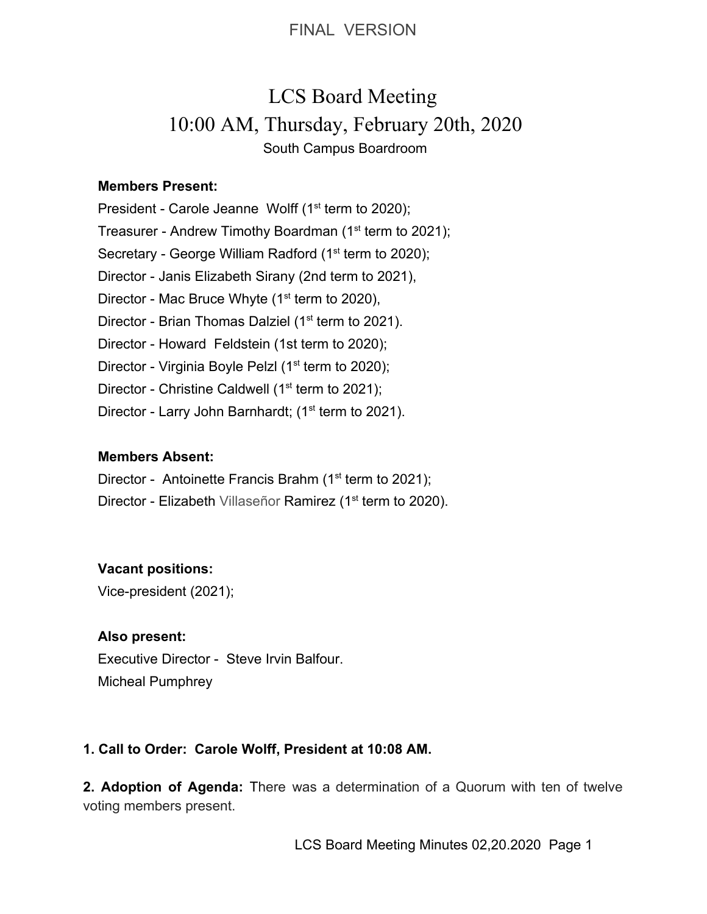FINAL VERSION

# LCS Board Meeting
## 10:00 AM, Thursday, February 20th, 2020
South Campus Boardroom

**Members Present:**

President - Carole Jeanne Wolff (1st term to 2020);
Treasurer - Andrew Timothy Boardman (1st term to 2021);
Secretary - George William Radford (1st term to 2020);
Director - Janis Elizabeth Sirany (2nd term to 2021),
Director - Mac Bruce Whyte (1st term to 2020),
Director - Brian Thomas Dalziel (1st term to 2021).
Director - Howard Feldstein (1st term to 2020);
Director - Virginia Boyle Pelzl (1st term to 2020);
Director - Christine Caldwell (1st term to 2021);
Director - Larry John Barnhardt; (1st term to 2021).

**Members Absent:**

Director - Antoinette Francis Brahm (1st term to 2021);
Director - Elizabeth Villaseñor Ramirez (1st term to 2020).

**Vacant positions:**

Vice-president (2021);

**Also present:**

Executive Director - Steve Irvin Balfour.
Micheal Pumphrey

**1. Call to Order: Carole Wolff, President at 10:08 AM.**

**2. Adoption of Agenda:** There was a determination of a Quorum with ten of twelve voting members present.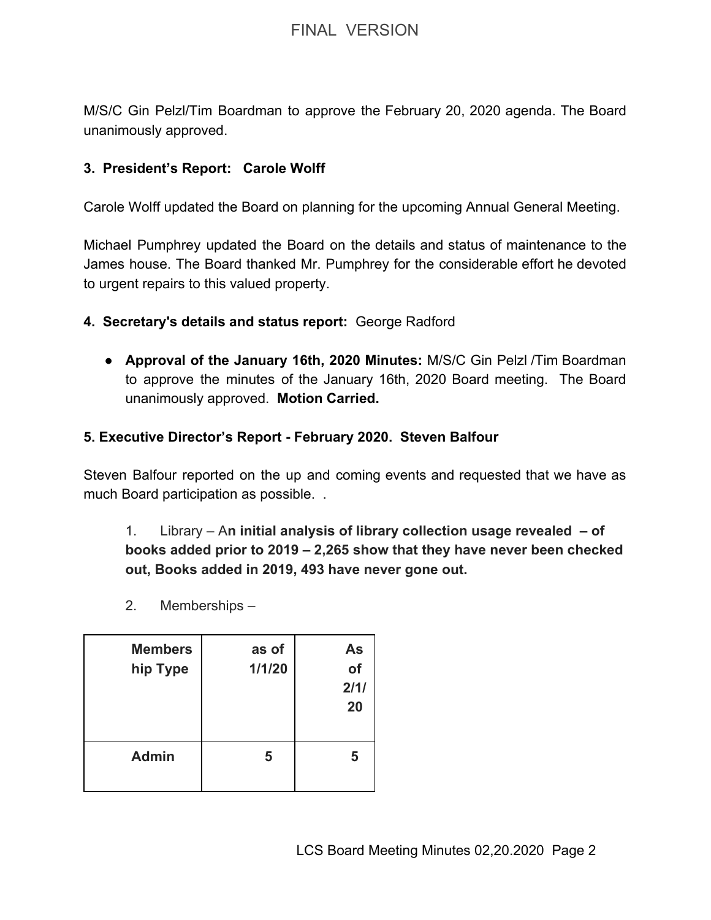M/S/C Gin Pelzl/Tim Boardman to approve the February 20, 2020 agenda. The Board unanimously approved.

**3. President's Report: Carole Wolff**

Carole Wolff updated the Board on planning for the upcoming Annual General Meeting.

Michael Pumphrey updated the Board on the details and status of maintenance to the James house. The Board thanked Mr. Pumphrey for the considerable effort he devoted to urgent repairs to this valued property.

**4. Secretary's details and status report:** George Radford

- **Approval of the January 16th, 2020 Minutes:** M/S/C Gin Pelzl /Tim Boardman to approve the minutes of the January 16th, 2020 Board meeting. The Board unanimously approved. **Motion Carried.**

**5. Executive Director's Report - February 2020. Steven Balfour**

Steven Balfour reported on the up and coming events and requested that we have as much Board participation as possible. .

1. Library – A**n initial analysis of library collection usage revealed – of books added prior to 2019 – 2,265 show that they have never been checked out, Books added in 2019, 493 have never gone out.**

2. Memberships –

| Membership Type | as of 1/1/20 | As of 2/1/20 |
|---|---|---|
| **Admin** | **5** | **5** |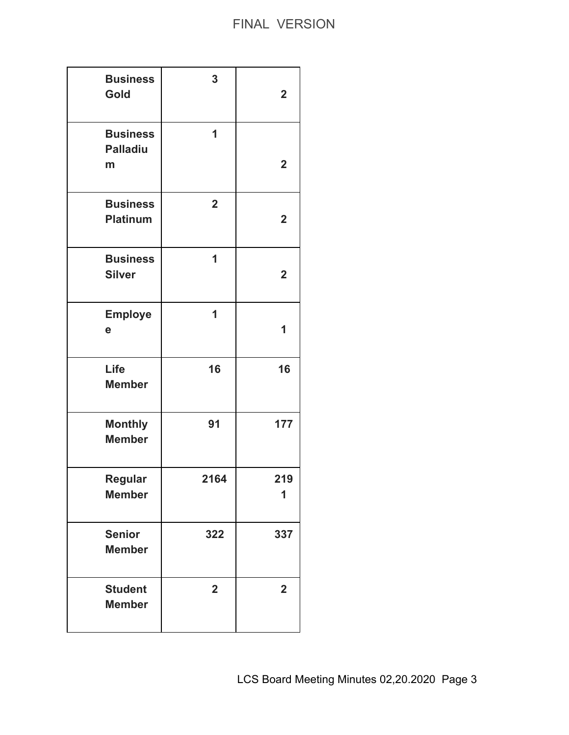| | | |
|---|---|---|
| **Business Gold** | **3** | **2** |
| **Business Palladium** | **1** | **2** |
| **Business Platinum** | **2** | **2** |
| **Business Silver** | **1** | **2** |
| **Employee** | **1** | **1** |
| **Life Member** | **16** | **16** |
| **Monthly Member** | **91** | **177** |
| **Regular Member** | **2164** | **2191** |
| **Senior Member** | **322** | **337** |
| **Student Member** | **2** | **2** |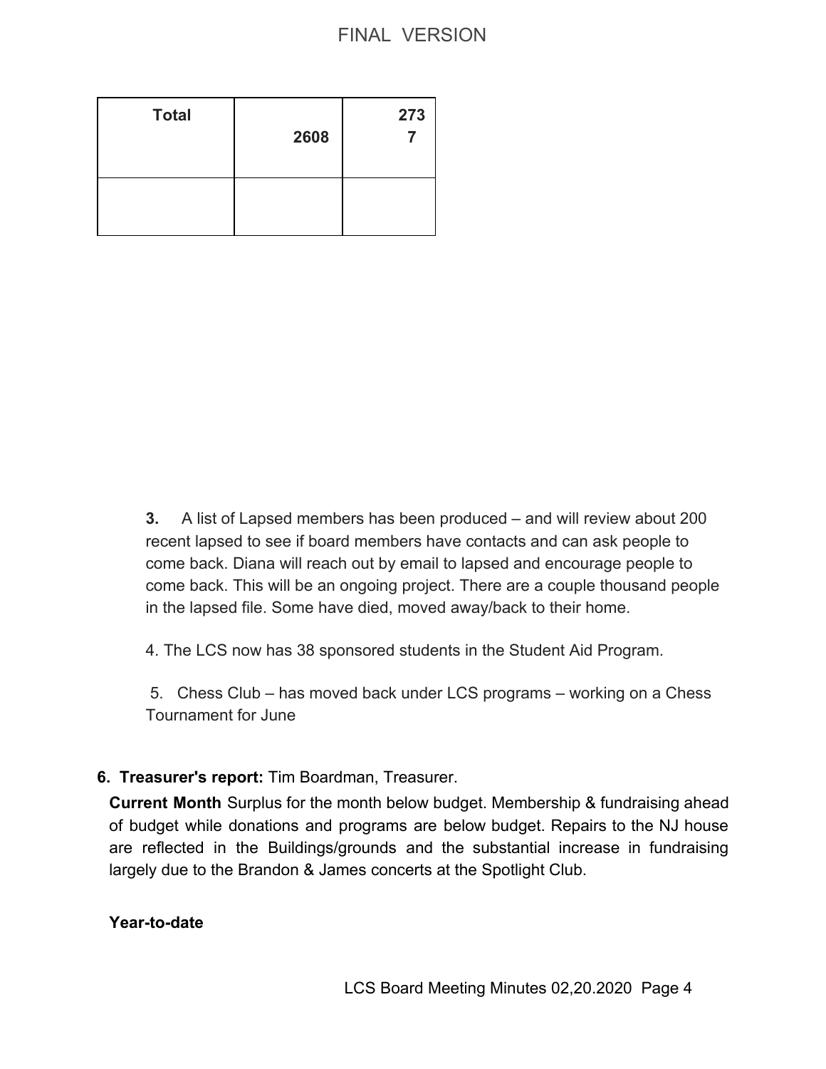| Total | 2608 | 2737 |
|---|---|---|
| | | |

**3.** A list of Lapsed members has been produced – and will review about 200 recent lapsed to see if board members have contacts and can ask people to come back. Diana will reach out by email to lapsed and encourage people to come back. This will be an ongoing project. There are a couple thousand people in the lapsed file. Some have died, moved away/back to their home.

4. The LCS now has 38 sponsored students in the Student Aid Program.

5. Chess Club – has moved back under LCS programs – working on a Chess Tournament for June

**6. Treasurer's report:** Tim Boardman, Treasurer.

**Current Month** Surplus for the month below budget. Membership & fundraising ahead of budget while donations and programs are below budget. Repairs to the NJ house are reflected in the Buildings/grounds and the substantial increase in fundraising largely due to the Brandon & James concerts at the Spotlight Club.

**Year-to-date**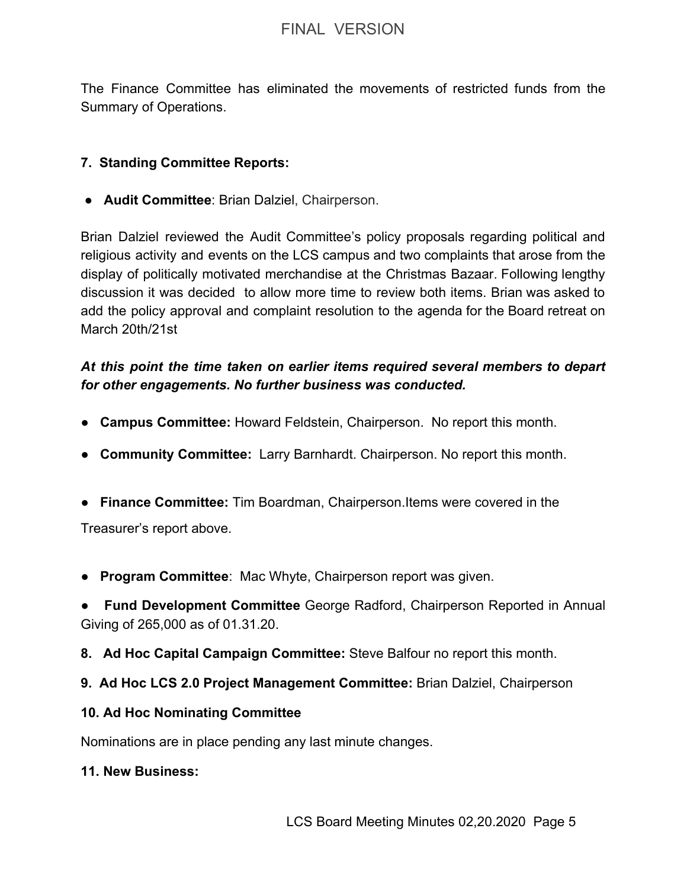The Finance Committee has eliminated the movements of restricted funds from the Summary of Operations.

**7. Standing Committee Reports:**

- **Audit Committee**: Brian Dalziel, Chairperson.

Brian Dalziel reviewed the Audit Committee's policy proposals regarding political and religious activity and events on the LCS campus and two complaints that arose from the display of politically motivated merchandise at the Christmas Bazaar. Following lengthy discussion it was decided to allow more time to review both items. Brian was asked to add the policy approval and complaint resolution to the agenda for the Board retreat on March 20th/21st

***At this point the time taken on earlier items required several members to depart for other engagements. No further business was conducted.***

- **Campus Committee:** Howard Feldstein, Chairperson. No report this month.
- **Community Committee:** Larry Barnhardt. Chairperson. No report this month.
- **Finance Committee:** Tim Boardman, Chairperson.Items were covered in the Treasurer's report above.
- **Program Committee**: Mac Whyte, Chairperson report was given.
- **Fund Development Committee** George Radford, Chairperson Reported in Annual Giving of 265,000 as of 01.31.20.

**8. Ad Hoc Capital Campaign Committee:** Steve Balfour no report this month.

**9. Ad Hoc LCS 2.0 Project Management Committee:** Brian Dalziel, Chairperson

**10. Ad Hoc Nominating Committee**

Nominations are in place pending any last minute changes.

**11. New Business:**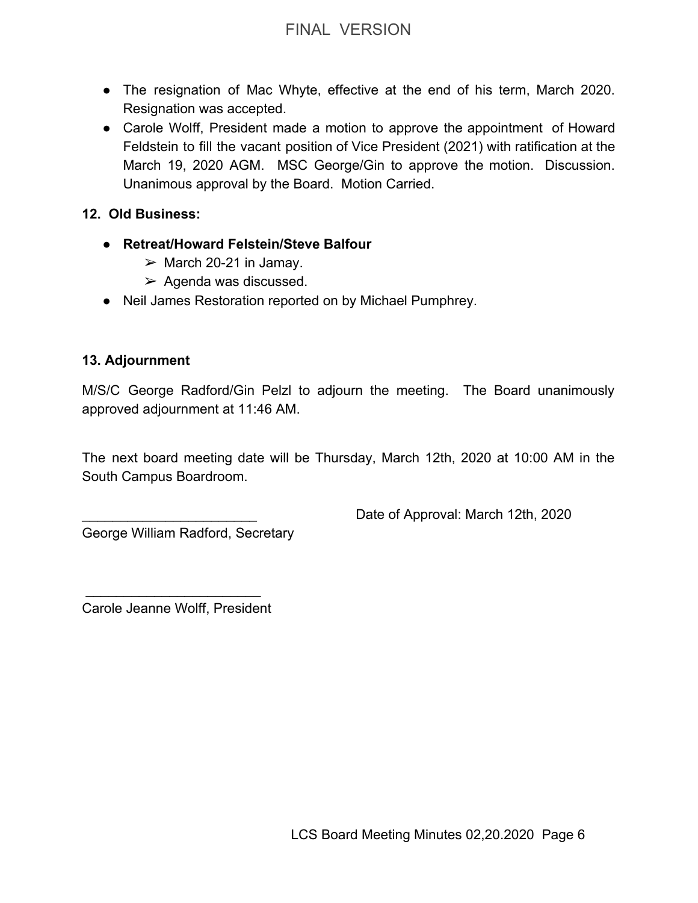- The resignation of Mac Whyte, effective at the end of his term, March 2020. Resignation was accepted.
- Carole Wolff, President made a motion to approve the appointment of Howard Feldstein to fill the vacant position of Vice President (2021) with ratification at the March 19, 2020 AGM. MSC George/Gin to approve the motion. Discussion. Unanimous approval by the Board. Motion Carried.

**12. Old Business:**

- **Retreat/Howard Felstein/Steve Balfour**
  - ➢ March 20-21 in Jamay.
  - ➢ Agenda was discussed.
- Neil James Restoration reported on by Michael Pumphrey.

**13. Adjournment**

M/S/C George Radford/Gin Pelzl to adjourn the meeting. The Board unanimously approved adjournment at 11:46 AM.

The next board meeting date will be Thursday, March 12th, 2020 at 10:00 AM in the South Campus Boardroom.

_______________________ Date of Approval: March 12th, 2020

George William Radford, Secretary

_______________________

Carole Jeanne Wolff, President